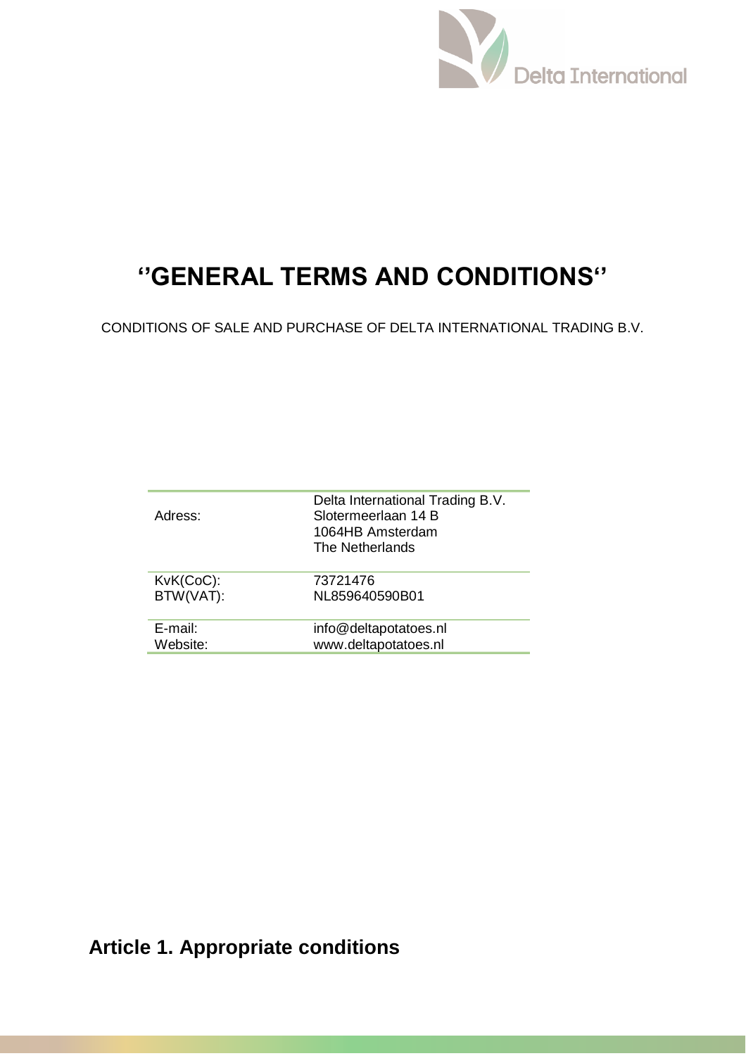# ''GENERAL TERMS AND CONDITIONS''

CONDITIONS OF SALE AND PURCHASE OF DELTA INTERNATIONAL TRADING B.V.

| | |
|---|---|
| Adress: | Delta International Trading B.V.<br>Slotermeerlaan 14 B<br>1064HB Amsterdam<br>The Netherlands |
| KvK(CoC):<br>BTW(VAT): | 73721476<br>NL859640590B01 |
| E-mail:<br>Website: | info@deltapotatoes.nl<br>www.deltapotatoes.nl |

## Article 1. Appropriate conditions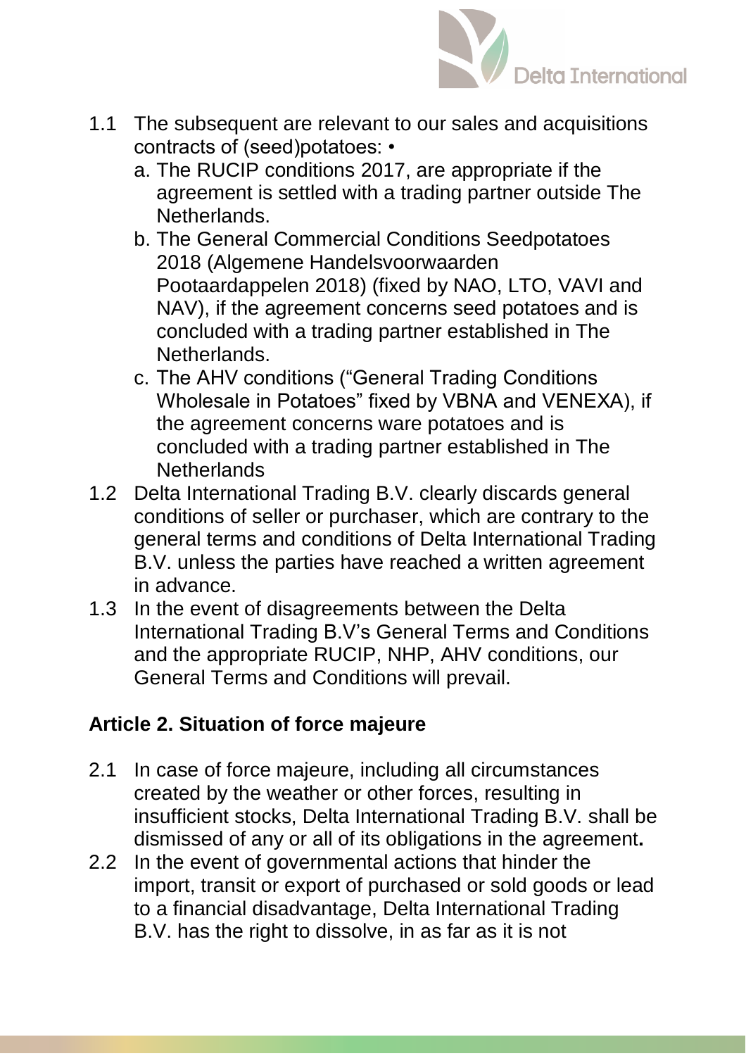1.1 The subsequent are relevant to our sales and acquisitions contracts of (seed)potatoes: •

  a. The RUCIP conditions 2017, are appropriate if the agreement is settled with a trading partner outside The Netherlands.
  b. The General Commercial Conditions Seedpotatoes 2018 (Algemene Handelsvoorwaarden Pootaardappelen 2018) (fixed by NAO, LTO, VAVI and NAV), if the agreement concerns seed potatoes and is concluded with a trading partner established in The Netherlands.
  c. The AHV conditions ("General Trading Conditions Wholesale in Potatoes" fixed by VBNA and VENEXA), if the agreement concerns ware potatoes and is concluded with a trading partner established in The Netherlands

1.2 Delta International Trading B.V. clearly discards general conditions of seller or purchaser, which are contrary to the general terms and conditions of Delta International Trading B.V. unless the parties have reached a written agreement in advance.

1.3 In the event of disagreements between the Delta International Trading B.V's General Terms and Conditions and the appropriate RUCIP, NHP, AHV conditions, our General Terms and Conditions will prevail.

## Article 2. Situation of force majeure

2.1 In case of force majeure, including all circumstances created by the weather or other forces, resulting in insufficient stocks, Delta International Trading B.V. shall be dismissed of any or all of its obligations in the agreement**.**

2.2 In the event of governmental actions that hinder the import, transit or export of purchased or sold goods or lead to a financial disadvantage, Delta International Trading B.V. has the right to dissolve, in as far as it is not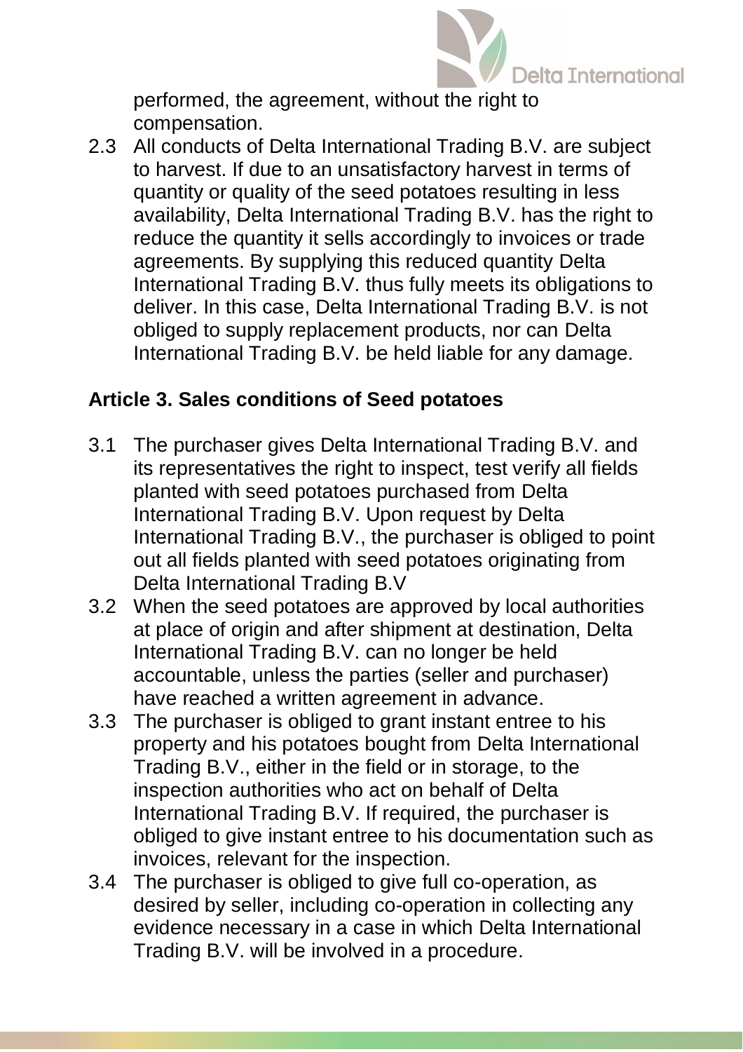performed, the agreement, without the right to compensation.

2.3 All conducts of Delta International Trading B.V. are subject to harvest. If due to an unsatisfactory harvest in terms of quantity or quality of the seed potatoes resulting in less availability, Delta International Trading B.V. has the right to reduce the quantity it sells accordingly to invoices or trade agreements. By supplying this reduced quantity Delta International Trading B.V. thus fully meets its obligations to deliver. In this case, Delta International Trading B.V. is not obliged to supply replacement products, nor can Delta International Trading B.V. be held liable for any damage.

## Article 3. Sales conditions of Seed potatoes

3.1 The purchaser gives Delta International Trading B.V. and its representatives the right to inspect, test verify all fields planted with seed potatoes purchased from Delta International Trading B.V. Upon request by Delta International Trading B.V., the purchaser is obliged to point out all fields planted with seed potatoes originating from Delta International Trading B.V

3.2 When the seed potatoes are approved by local authorities at place of origin and after shipment at destination, Delta International Trading B.V. can no longer be held accountable, unless the parties (seller and purchaser) have reached a written agreement in advance.

3.3 The purchaser is obliged to grant instant entree to his property and his potatoes bought from Delta International Trading B.V., either in the field or in storage, to the inspection authorities who act on behalf of Delta International Trading B.V. If required, the purchaser is obliged to give instant entree to his documentation such as invoices, relevant for the inspection.

3.4 The purchaser is obliged to give full co-operation, as desired by seller, including co-operation in collecting any evidence necessary in a case in which Delta International Trading B.V. will be involved in a procedure.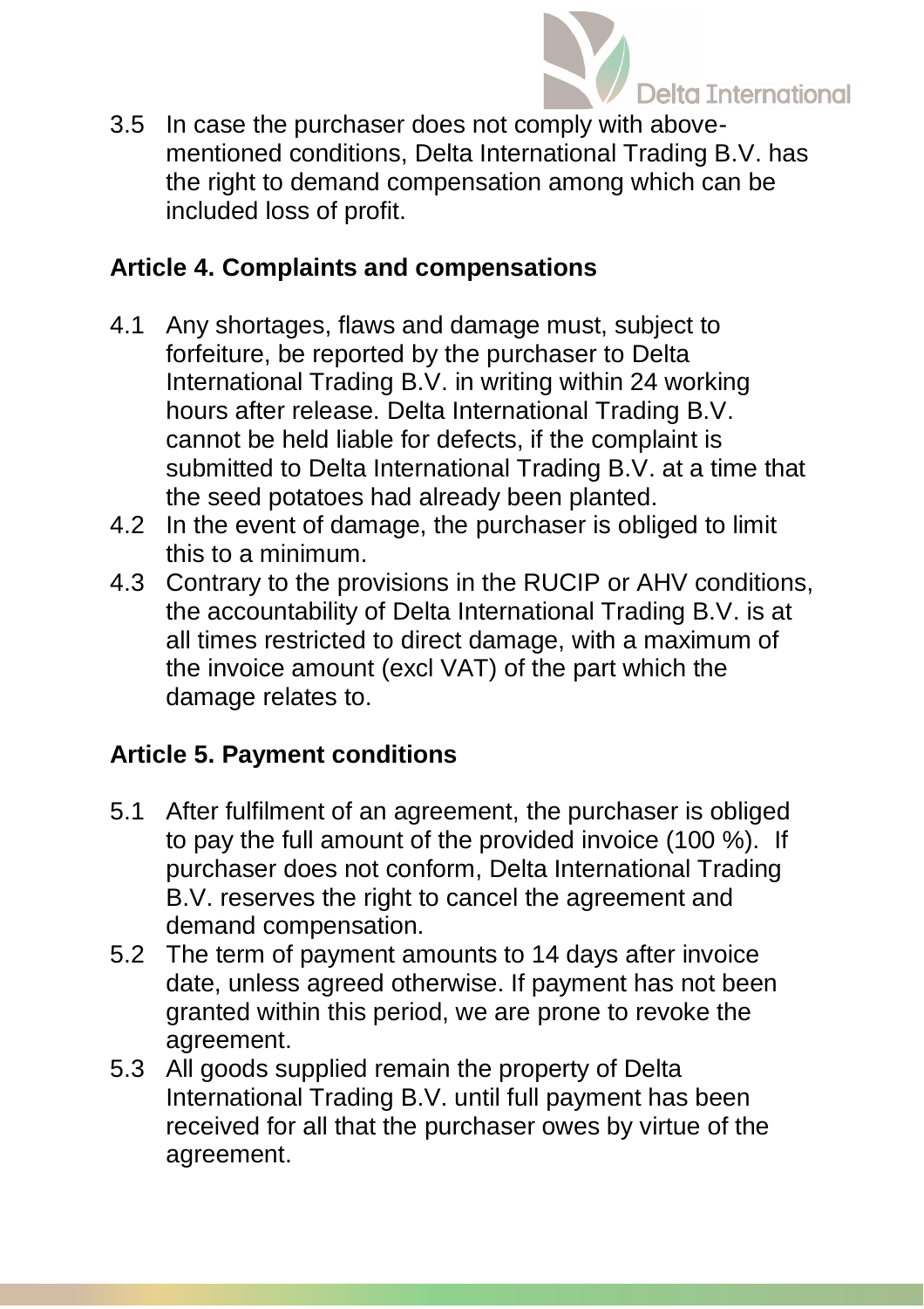3.5 In case the purchaser does not comply with above-mentioned conditions, Delta International Trading B.V. has the right to demand compensation among which can be included loss of profit.

## Article 4. Complaints and compensations

4.1 Any shortages, flaws and damage must, subject to forfeiture, be reported by the purchaser to Delta International Trading B.V. in writing within 24 working hours after release. Delta International Trading B.V. cannot be held liable for defects, if the complaint is submitted to Delta International Trading B.V. at a time that the seed potatoes had already been planted.

4.2 In the event of damage, the purchaser is obliged to limit this to a minimum.

4.3 Contrary to the provisions in the RUCIP or AHV conditions, the accountability of Delta International Trading B.V. is at all times restricted to direct damage, with a maximum of the invoice amount (excl VAT) of the part which the damage relates to.

## Article 5. Payment conditions

5.1 After fulfilment of an agreement, the purchaser is obliged to pay the full amount of the provided invoice (100 %). If purchaser does not conform, Delta International Trading B.V. reserves the right to cancel the agreement and demand compensation.

5.2 The term of payment amounts to 14 days after invoice date, unless agreed otherwise. If payment has not been granted within this period, we are prone to revoke the agreement.

5.3 All goods supplied remain the property of Delta International Trading B.V. until full payment has been received for all that the purchaser owes by virtue of the agreement.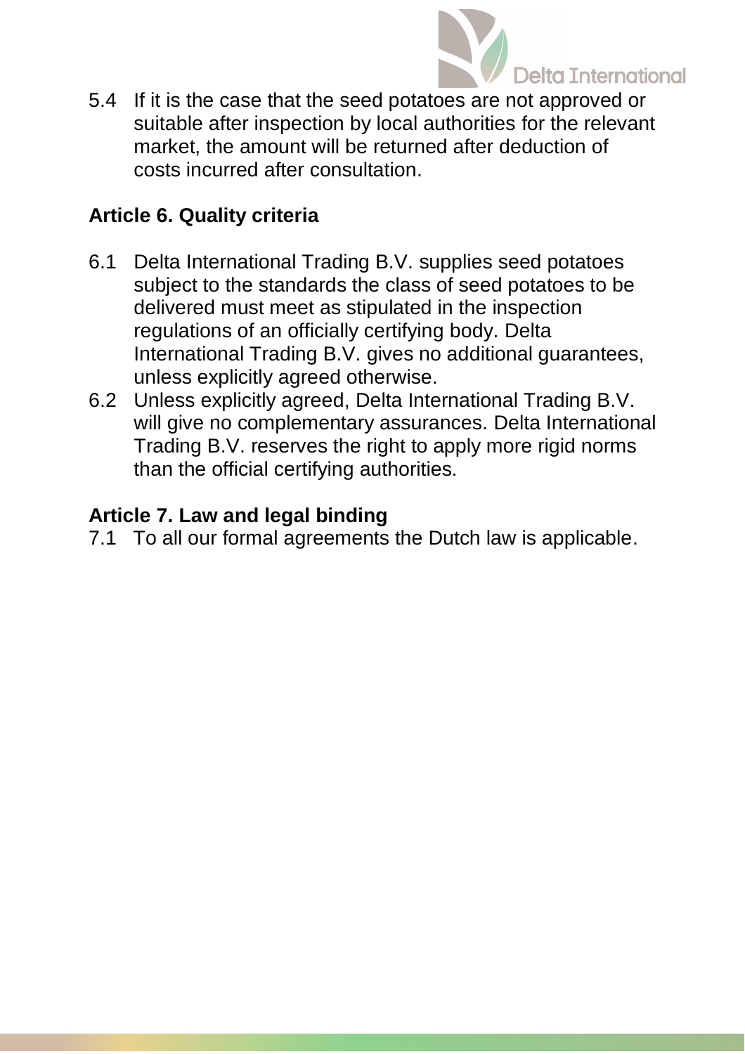5.4 If it is the case that the seed potatoes are not approved or suitable after inspection by local authorities for the relevant market, the amount will be returned after deduction of costs incurred after consultation.

## Article 6. Quality criteria

6.1 Delta International Trading B.V. supplies seed potatoes subject to the standards the class of seed potatoes to be delivered must meet as stipulated in the inspection regulations of an officially certifying body. Delta International Trading B.V. gives no additional guarantees, unless explicitly agreed otherwise.

6.2 Unless explicitly agreed, Delta International Trading B.V. will give no complementary assurances. Delta International Trading B.V. reserves the right to apply more rigid norms than the official certifying authorities.

## Article 7. Law and legal binding

7.1 To all our formal agreements the Dutch law is applicable.